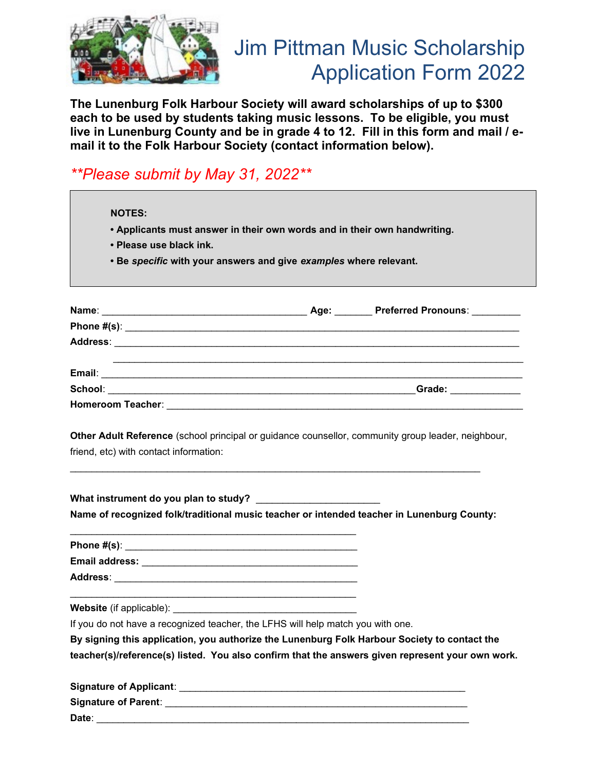# Jim Pittman Music Scholarship Application Form 2022

**The Lunenburg Folk Harbour Society will award scholarships of up to $300 each to be used by students taking music lessons. To be eligible, you must live in Lunenburg County and be in grade 4 to 12. Fill in this form and mail / e-mail it to the Folk Harbour Society (contact information below).**

***\*\*Please submit by May 31, 2022\*\****

> **NOTES:**
>
> - **Applicants must answer in their own words and in their own handwriting.**
> - **Please use black ink.**
> - **Be *specific* with your answers and give *examples* where relevant.**

**Name**: ______________________________________ **Age:** _______ **Preferred Pronouns**: _________

**Phone #(s)**: ________________________________________________________________________

**Address**: __________________________________________________________________________

_____________________________________________________________________________

**Email**: ____________________________________________________________________________

**School**: ________________________________________________________**Grade:** _____________

**Homeroom Teacher**: _________________________________________________________________

**Other Adult Reference** (school principal or guidance counsellor, community group leader, neighbour, friend, etc) with contact information:

_____________________________________________________________________________

**What instrument do you plan to study?** ______________________

**Name of recognized folk/traditional music teacher or intended teacher in Lunenburg County:**

_____________________________________________________

**Phone #(s)**: ___________________________________________

**Email address:** ________________________________________

**Address**: _____________________________________________

_____________________________________________________

**Website** (if applicable): __________________________________

If you do not have a recognized teacher, the LFHS will help match you with one.

**By signing this application, you authorize the Lunenburg Folk Harbour Society to contact the teacher(s)/reference(s) listed. You also confirm that the answers given represent your own work.**

**Signature of Applicant**: _____________________________________________________

**Signature of Parent**: ________________________________________________________

**Date**: ___________________________________________________________________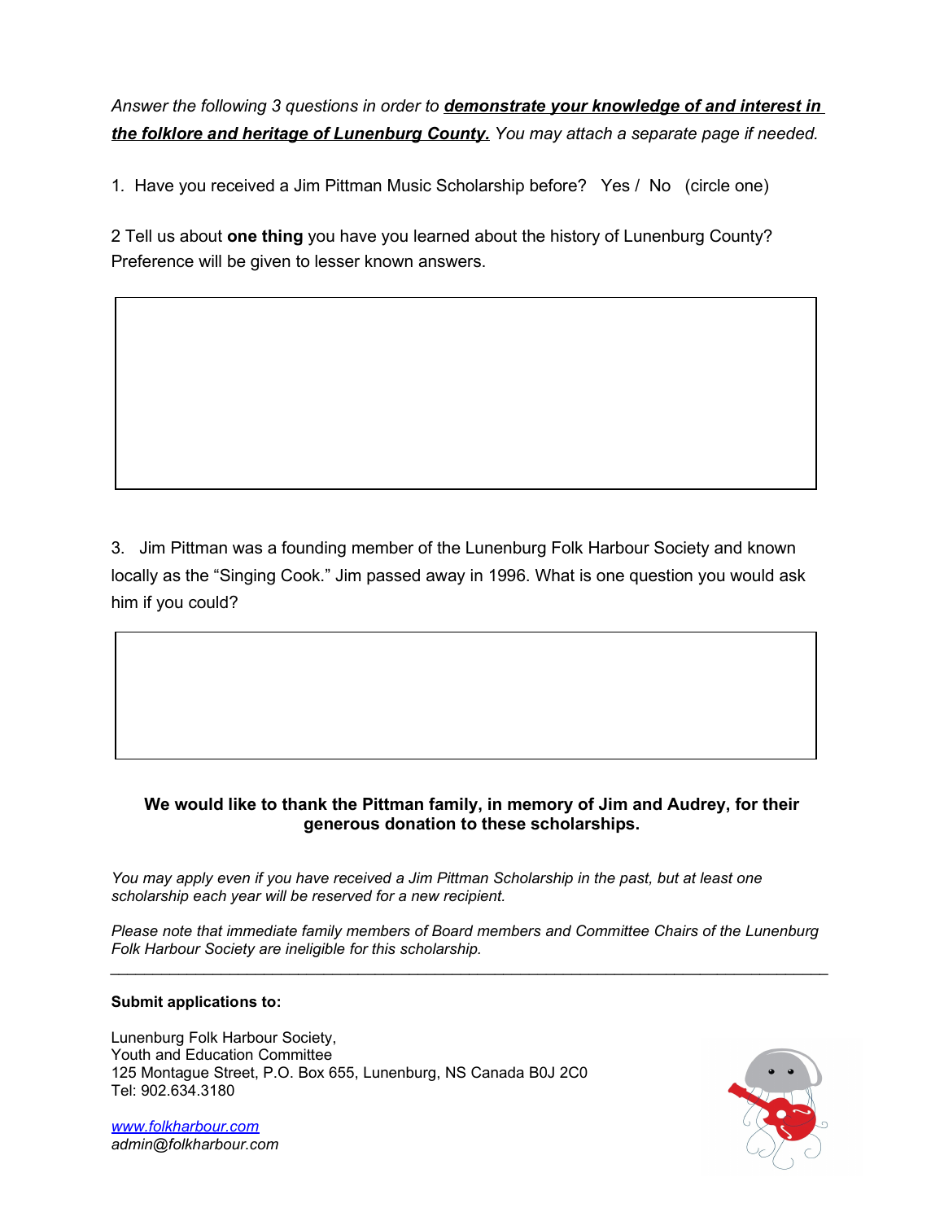*Answer the following 3 questions in order to* ***demonstrate your knowledge of and interest in the folklore and heritage of Lunenburg County.*** *You may attach a separate page if needed.*

1. Have you received a Jim Pittman Music Scholarship before? Yes / No (circle one)

2 Tell us about **one thing** you have you learned about the history of Lunenburg County? Preference will be given to lesser known answers.

3. Jim Pittman was a founding member of the Lunenburg Folk Harbour Society and known locally as the "Singing Cook." Jim passed away in 1996. What is one question you would ask him if you could?

**We would like to thank the Pittman family, in memory of Jim and Audrey, for their generous donation to these scholarships.**

*You may apply even if you have received a Jim Pittman Scholarship in the past, but at least one scholarship each year will be reserved for a new recipient.*

*Please note that immediate family members of Board members and Committee Chairs of the Lunenburg Folk Harbour Society are ineligible for this scholarship.*

---

**Submit applications to:**

Lunenburg Folk Harbour Society,
Youth and Education Committee
125 Montague Street, P.O. Box 655, Lunenburg, NS Canada B0J 2C0
Tel: 902.634.3180

www.folkharbour.com
*admin@folkharbour.com*